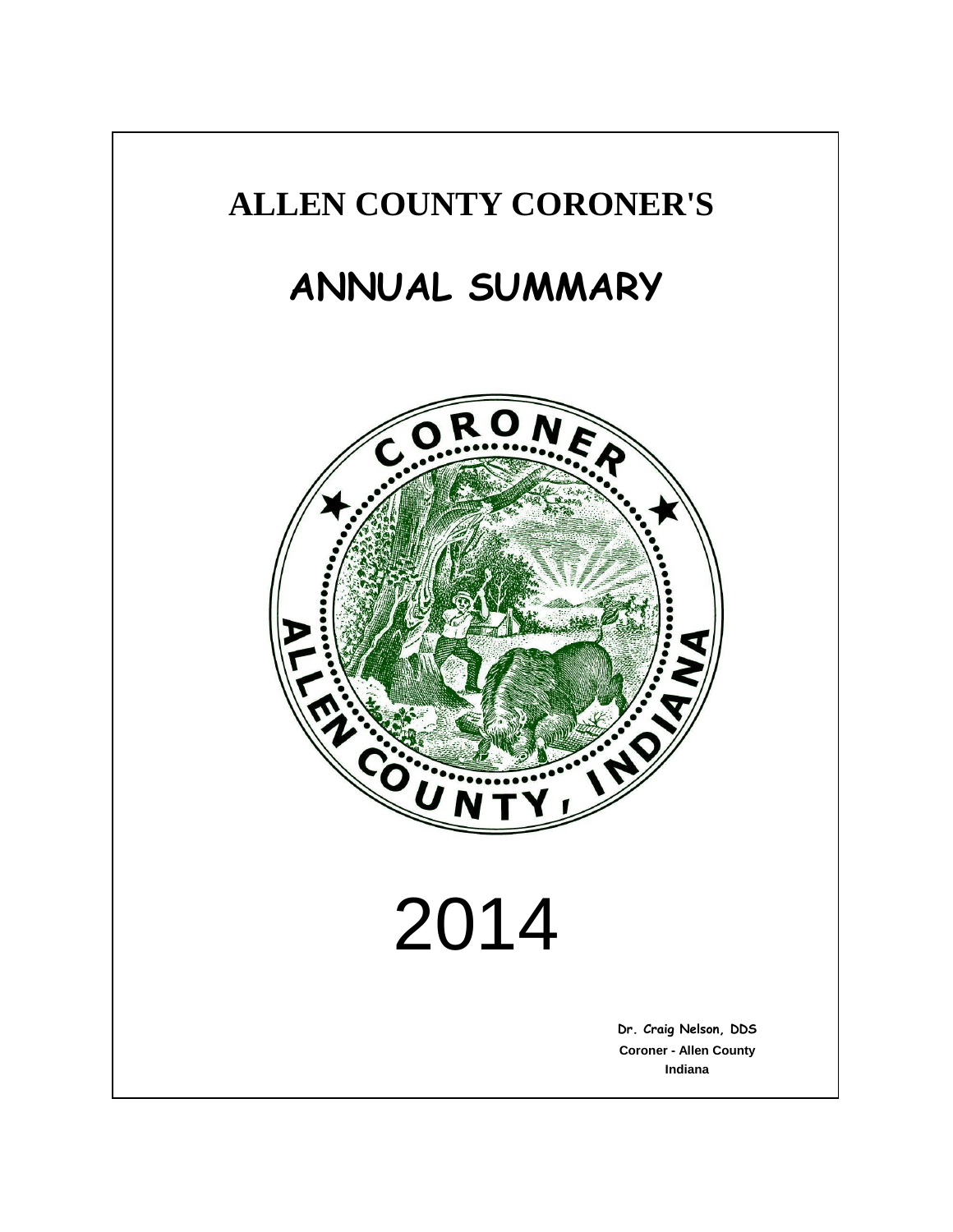# ALLEN COUNTY CORONER'S

# ANNUAL SUMMARY

2014

**Dr. Craig Nelson, DDS**
**Coroner - Allen County**
**Indiana**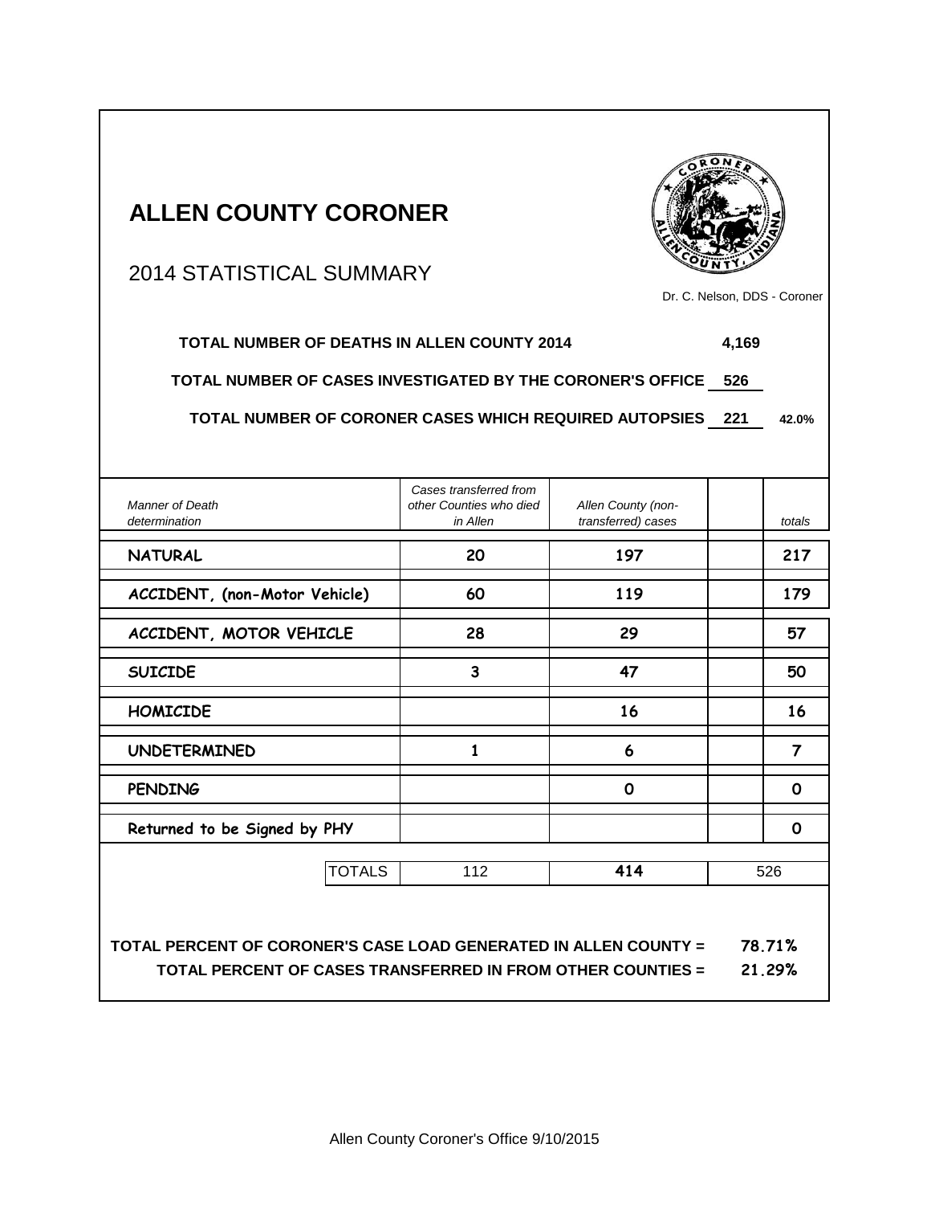# ALLEN COUNTY CORONER

## 2014 STATISTICAL SUMMARY

Dr. C. Nelson, DDS - Coroner

**TOTAL NUMBER OF DEATHS IN ALLEN COUNTY 2014** **4,169**

**TOTAL NUMBER OF CASES INVESTIGATED BY THE CORONER'S OFFICE** **526**

**TOTAL NUMBER OF CORONER CASES WHICH REQUIRED AUTOPSIES** **221** **42.0%**

| *Manner of Death determination* | *Cases transferred from other Counties who died in Allen* | *Allen County (non-transferred) cases* | | *totals* |
|---|---|---|---|---|
| **NATURAL** | **20** | **197** | | **217** |
| **ACCIDENT, (non-Motor Vehicle)** | **60** | **119** | | **179** |
| **ACCIDENT, MOTOR VEHICLE** | **28** | **29** | | **57** |
| **SUICIDE** | **3** | **47** | | **50** |
| **HOMICIDE** | | **16** | | **16** |
| **UNDETERMINED** | **1** | **6** | | **7** |
| **PENDING** | | **0** | | **0** |
| **Returned to be Signed by PHY** | | | | **0** |
| TOTALS | 112 | **414** | | 526 |

**TOTAL PERCENT OF CORONER'S CASE LOAD GENERATED IN ALLEN COUNTY = 78.71%**

**TOTAL PERCENT OF CASES TRANSFERRED IN FROM OTHER COUNTIES = 21.29%**

Allen County Coroner's Office 9/10/2015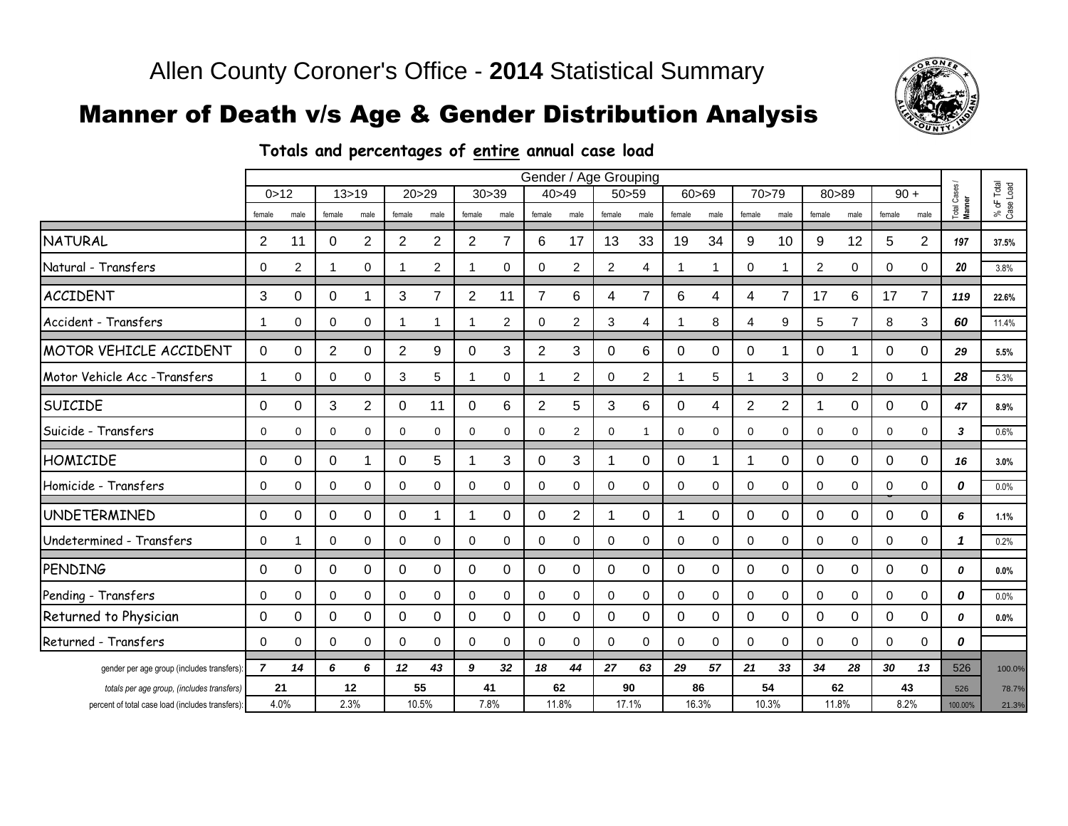# Allen County Coroner's Office - **2014** Statistical Summary

## Manner of Death v/s Age & Gender Distribution Analysis

**Totals and percentages of entire annual case load**

| | Gender / Age Grouping | | | | | | | | | | | | | | | | | | | | | |
|---|---|---|---|---|---|---|---|---|---|---|---|---|---|---|---|---|---|---|---|---|---|---|
| | 0>12 | | 13>19 | | 20>29 | | 30>39 | | 40>49 | | 50>59 | | 60>69 | | 70>79 | | 80>89 | | 90 + | | Total Cases / Manner | % oF Total Case Load |
| | female | male | female | male | female | male | female | male | female | male | female | male | female | male | female | male | female | male | female | male | | |
| NATURAL | 2 | 11 | 0 | 2 | 2 | 2 | 2 | 7 | 6 | 17 | 13 | 33 | 19 | 34 | 9 | 10 | 9 | 12 | 5 | 2 | 197 | 37.5% |
| Natural - Transfers | 0 | 2 | 1 | 0 | 1 | 2 | 1 | 0 | 0 | 2 | 2 | 4 | 1 | 1 | 0 | 1 | 2 | 0 | 0 | 0 | 20 | 3.8% |
| ACCIDENT | 3 | 0 | 0 | 1 | 3 | 7 | 2 | 11 | 7 | 6 | 4 | 7 | 6 | 4 | 4 | 7 | 17 | 6 | 17 | 7 | 119 | 22.6% |
| Accident - Transfers | 1 | 0 | 0 | 0 | 1 | 1 | 1 | 2 | 0 | 2 | 3 | 4 | 1 | 8 | 4 | 9 | 5 | 7 | 8 | 3 | 60 | 11.4% |
| MOTOR VEHICLE ACCIDENT | 0 | 0 | 2 | 0 | 2 | 9 | 0 | 3 | 2 | 3 | 0 | 6 | 0 | 0 | 0 | 1 | 0 | 1 | 0 | 0 | 29 | 5.5% |
| Motor Vehicle Acc -Transfers | 1 | 0 | 0 | 0 | 3 | 5 | 1 | 0 | 1 | 2 | 0 | 2 | 1 | 5 | 1 | 3 | 0 | 2 | 0 | 1 | 28 | 5.3% |
| SUICIDE | 0 | 0 | 3 | 2 | 0 | 11 | 0 | 6 | 2 | 5 | 3 | 6 | 0 | 4 | 2 | 2 | 1 | 0 | 0 | 0 | 47 | 8.9% |
| Suicide - Transfers | 0 | 0 | 0 | 0 | 0 | 0 | 0 | 0 | 0 | 2 | 0 | 1 | 0 | 0 | 0 | 0 | 0 | 0 | 0 | 0 | 3 | 0.6% |
| HOMICIDE | 0 | 0 | 0 | 1 | 0 | 5 | 1 | 3 | 0 | 3 | 1 | 0 | 0 | 1 | 1 | 0 | 0 | 0 | 0 | 0 | 16 | 3.0% |
| Homicide - Transfers | 0 | 0 | 0 | 0 | 0 | 0 | 0 | 0 | 0 | 0 | 0 | 0 | 0 | 0 | 0 | 0 | 0 | 0 | 0 | 0 | 0 | 0.0% |
| UNDETERMINED | 0 | 0 | 0 | 0 | 0 | 1 | 1 | 0 | 0 | 2 | 1 | 0 | 1 | 0 | 0 | 0 | 0 | 0 | 0 | 0 | 6 | 1.1% |
| Undetermined - Transfers | 0 | 1 | 0 | 0 | 0 | 0 | 0 | 0 | 0 | 0 | 0 | 0 | 0 | 0 | 0 | 0 | 0 | 0 | 0 | 0 | 1 | 0.2% |
| PENDING | 0 | 0 | 0 | 0 | 0 | 0 | 0 | 0 | 0 | 0 | 0 | 0 | 0 | 0 | 0 | 0 | 0 | 0 | 0 | 0 | 0 | 0.0% |
| Pending - Transfers | 0 | 0 | 0 | 0 | 0 | 0 | 0 | 0 | 0 | 0 | 0 | 0 | 0 | 0 | 0 | 0 | 0 | 0 | 0 | 0 | 0 | 0.0% |
| Returned to Physician | 0 | 0 | 0 | 0 | 0 | 0 | 0 | 0 | 0 | 0 | 0 | 0 | 0 | 0 | 0 | 0 | 0 | 0 | 0 | 0 | 0 | 0.0% |
| Returned - Transfers | 0 | 0 | 0 | 0 | 0 | 0 | 0 | 0 | 0 | 0 | 0 | 0 | 0 | 0 | 0 | 0 | 0 | 0 | 0 | 0 | 0 | |
| gender per age group (includes transfers): | 7 | 14 | 6 | 6 | 12 | 43 | 9 | 32 | 18 | 44 | 27 | 63 | 29 | 57 | 21 | 33 | 34 | 28 | 30 | 13 | 526 | 100.0% |
| totals per age group, (includes transfers) | 21 | | 12 | | 55 | | 41 | | 62 | | 90 | | 86 | | 54 | | 62 | | 43 | | 526 | 78.7% |
| percent of total case load (includes transfers): | 4.0% | | 2.3% | | 10.5% | | 7.8% | | 11.8% | | 17.1% | | 16.3% | | 10.3% | | 11.8% | | 8.2% | | 100.00% | 21.3% |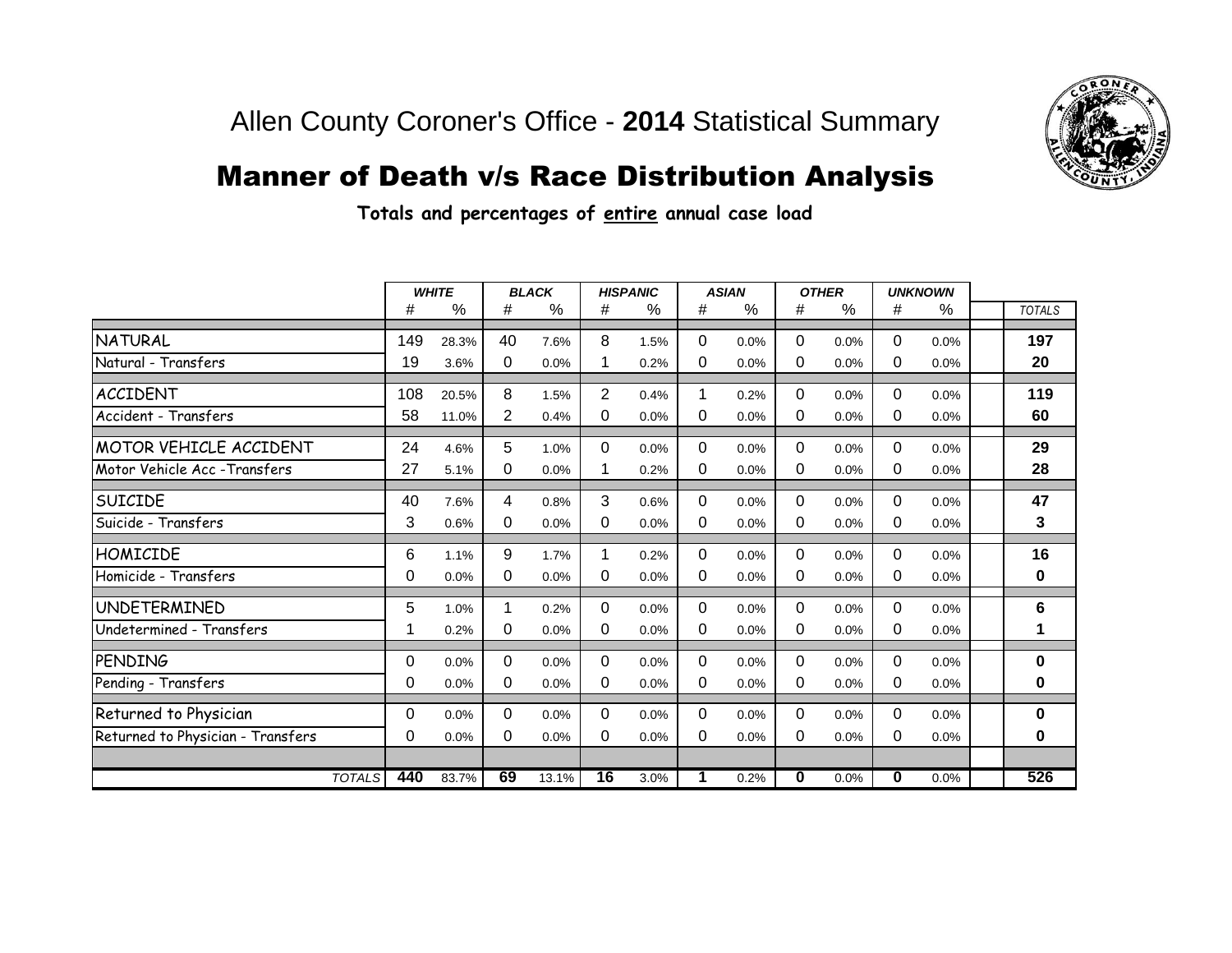# Allen County Coroner's Office - **2014** Statistical Summary

## Manner of Death v/s Race Distribution Analysis

**Totals and percentages of entire annual case load**

| | WHITE | | BLACK | | HISPANIC | | ASIAN | | OTHER | | UNKNOWN | | |
|---|---|---|---|---|---|---|---|---|---|---|---|---|---|
| | # | % | # | % | # | % | # | % | # | % | # | % | TOTALS |
| NATURAL | 149 | 28.3% | 40 | 7.6% | 8 | 1.5% | 0 | 0.0% | 0 | 0.0% | 0 | 0.0% | **197** |
| Natural - Transfers | 19 | 3.6% | 0 | 0.0% | 1 | 0.2% | 0 | 0.0% | 0 | 0.0% | 0 | 0.0% | **20** |
| ACCIDENT | 108 | 20.5% | 8 | 1.5% | 2 | 0.4% | 1 | 0.2% | 0 | 0.0% | 0 | 0.0% | **119** |
| Accident - Transfers | 58 | 11.0% | 2 | 0.4% | 0 | 0.0% | 0 | 0.0% | 0 | 0.0% | 0 | 0.0% | **60** |
| MOTOR VEHICLE ACCIDENT | 24 | 4.6% | 5 | 1.0% | 0 | 0.0% | 0 | 0.0% | 0 | 0.0% | 0 | 0.0% | **29** |
| Motor Vehicle Acc -Transfers | 27 | 5.1% | 0 | 0.0% | 1 | 0.2% | 0 | 0.0% | 0 | 0.0% | 0 | 0.0% | **28** |
| SUICIDE | 40 | 7.6% | 4 | 0.8% | 3 | 0.6% | 0 | 0.0% | 0 | 0.0% | 0 | 0.0% | **47** |
| Suicide - Transfers | 3 | 0.6% | 0 | 0.0% | 0 | 0.0% | 0 | 0.0% | 0 | 0.0% | 0 | 0.0% | **3** |
| HOMICIDE | 6 | 1.1% | 9 | 1.7% | 1 | 0.2% | 0 | 0.0% | 0 | 0.0% | 0 | 0.0% | **16** |
| Homicide - Transfers | 0 | 0.0% | 0 | 0.0% | 0 | 0.0% | 0 | 0.0% | 0 | 0.0% | 0 | 0.0% | **0** |
| UNDETERMINED | 5 | 1.0% | 1 | 0.2% | 0 | 0.0% | 0 | 0.0% | 0 | 0.0% | 0 | 0.0% | **6** |
| Undetermined - Transfers | 1 | 0.2% | 0 | 0.0% | 0 | 0.0% | 0 | 0.0% | 0 | 0.0% | 0 | 0.0% | **1** |
| PENDING | 0 | 0.0% | 0 | 0.0% | 0 | 0.0% | 0 | 0.0% | 0 | 0.0% | 0 | 0.0% | **0** |
| Pending - Transfers | 0 | 0.0% | 0 | 0.0% | 0 | 0.0% | 0 | 0.0% | 0 | 0.0% | 0 | 0.0% | **0** |
| Returned to Physician | 0 | 0.0% | 0 | 0.0% | 0 | 0.0% | 0 | 0.0% | 0 | 0.0% | 0 | 0.0% | **0** |
| Returned to Physician - Transfers | 0 | 0.0% | 0 | 0.0% | 0 | 0.0% | 0 | 0.0% | 0 | 0.0% | 0 | 0.0% | **0** |
| TOTALS | **440** | 83.7% | **69** | 13.1% | **16** | 3.0% | **1** | 0.2% | **0** | 0.0% | **0** | 0.0% | **526** |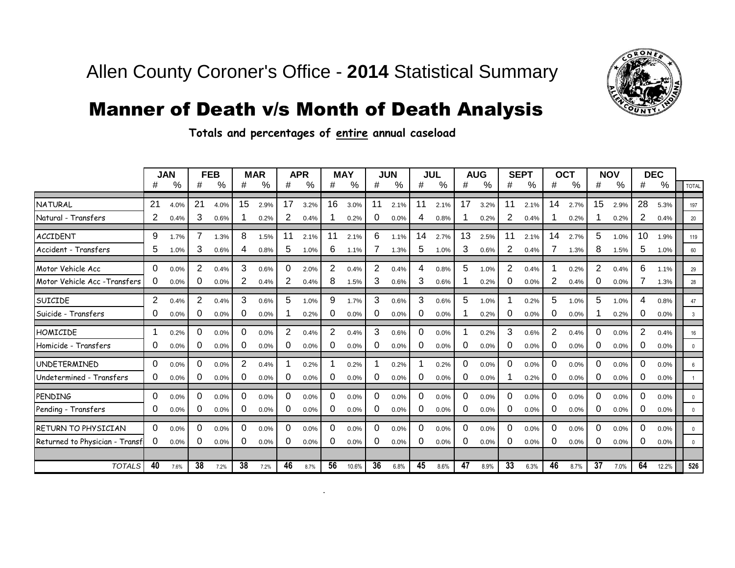# Allen County Coroner's Office - **2014** Statistical Summary

## Manner of Death v/s Month of Death Analysis

**Totals and percentages of entire annual caseload**

| | JAN | | FEB | | MAR | | APR | | MAY | | JUN | | JUL | | AUG | | SEPT | | OCT | | NOV | | DEC | | |
|---|---|---|---|---|---|---|---|---|---|---|---|---|---|---|---|---|---|---|---|---|---|---|---|---|---|
| | # | % | # | % | # | % | # | % | # | % | # | % | # | % | # | % | # | % | # | % | # | % | # | % | TOTAL |
| NATURAL | 21 | 4.0% | 21 | 4.0% | 15 | 2.9% | 17 | 3.2% | 16 | 3.0% | 11 | 2.1% | 11 | 2.1% | 17 | 3.2% | 11 | 2.1% | 14 | 2.7% | 15 | 2.9% | 28 | 5.3% | 197 |
| Natural - Transfers | 2 | 0.4% | 3 | 0.6% | 1 | 0.2% | 2 | 0.4% | 1 | 0.2% | 0 | 0.0% | 4 | 0.8% | 1 | 0.2% | 2 | 0.4% | 1 | 0.2% | 1 | 0.2% | 2 | 0.4% | 20 |
| ACCIDENT | 9 | 1.7% | 7 | 1.3% | 8 | 1.5% | 11 | 2.1% | 11 | 2.1% | 6 | 1.1% | 14 | 2.7% | 13 | 2.5% | 11 | 2.1% | 14 | 2.7% | 5 | 1.0% | 10 | 1.9% | 119 |
| Accident - Transfers | 5 | 1.0% | 3 | 0.6% | 4 | 0.8% | 5 | 1.0% | 6 | 1.1% | 7 | 1.3% | 5 | 1.0% | 3 | 0.6% | 2 | 0.4% | 7 | 1.3% | 8 | 1.5% | 5 | 1.0% | 60 |
| Motor Vehicle Acc | 0 | 0.0% | 2 | 0.4% | 3 | 0.6% | 0 | 2.0% | 2 | 0.4% | 2 | 0.4% | 4 | 0.8% | 5 | 1.0% | 2 | 0.4% | 1 | 0.2% | 2 | 0.4% | 6 | 1.1% | 29 |
| Motor Vehicle Acc -Transfers | 0 | 0.0% | 0 | 0.0% | 2 | 0.4% | 2 | 0.4% | 8 | 1.5% | 3 | 0.6% | 3 | 0.6% | 1 | 0.2% | 0 | 0.0% | 2 | 0.4% | 0 | 0.0% | 7 | 1.3% | 28 |
| SUICIDE | 2 | 0.4% | 2 | 0.4% | 3 | 0.6% | 5 | 1.0% | 9 | 1.7% | 3 | 0.6% | 3 | 0.6% | 5 | 1.0% | 1 | 0.2% | 5 | 1.0% | 5 | 1.0% | 4 | 0.8% | 47 |
| Suicide - Transfers | 0 | 0.0% | 0 | 0.0% | 0 | 0.0% | 1 | 0.2% | 0 | 0.0% | 0 | 0.0% | 0 | 0.0% | 1 | 0.2% | 0 | 0.0% | 0 | 0.0% | 1 | 0.2% | 0 | 0.0% | 3 |
| HOMICIDE | 1 | 0.2% | 0 | 0.0% | 0 | 0.0% | 2 | 0.4% | 2 | 0.4% | 3 | 0.6% | 0 | 0.0% | 1 | 0.2% | 3 | 0.6% | 2 | 0.4% | 0 | 0.0% | 2 | 0.4% | 16 |
| Homicide - Transfers | 0 | 0.0% | 0 | 0.0% | 0 | 0.0% | 0 | 0.0% | 0 | 0.0% | 0 | 0.0% | 0 | 0.0% | 0 | 0.0% | 0 | 0.0% | 0 | 0.0% | 0 | 0.0% | 0 | 0.0% | 0 |
| UNDETERMINED | 0 | 0.0% | 0 | 0.0% | 2 | 0.4% | 1 | 0.2% | 1 | 0.2% | 1 | 0.2% | 1 | 0.2% | 0 | 0.0% | 0 | 0.0% | 0 | 0.0% | 0 | 0.0% | 0 | 0.0% | 6 |
| Undetermined - Transfers | 0 | 0.0% | 0 | 0.0% | 0 | 0.0% | 0 | 0.0% | 0 | 0.0% | 0 | 0.0% | 0 | 0.0% | 0 | 0.0% | 1 | 0.2% | 0 | 0.0% | 0 | 0.0% | 0 | 0.0% | 1 |
| PENDING | 0 | 0.0% | 0 | 0.0% | 0 | 0.0% | 0 | 0.0% | 0 | 0.0% | 0 | 0.0% | 0 | 0.0% | 0 | 0.0% | 0 | 0.0% | 0 | 0.0% | 0 | 0.0% | 0 | 0.0% | 0 |
| Pending - Transfers | 0 | 0.0% | 0 | 0.0% | 0 | 0.0% | 0 | 0.0% | 0 | 0.0% | 0 | 0.0% | 0 | 0.0% | 0 | 0.0% | 0 | 0.0% | 0 | 0.0% | 0 | 0.0% | 0 | 0.0% | 0 |
| RETURN TO PHYSICIAN | 0 | 0.0% | 0 | 0.0% | 0 | 0.0% | 0 | 0.0% | 0 | 0.0% | 0 | 0.0% | 0 | 0.0% | 0 | 0.0% | 0 | 0.0% | 0 | 0.0% | 0 | 0.0% | 0 | 0.0% | 0 |
| Returned to Physician - Transf | 0 | 0.0% | 0 | 0.0% | 0 | 0.0% | 0 | 0.0% | 0 | 0.0% | 0 | 0.0% | 0 | 0.0% | 0 | 0.0% | 0 | 0.0% | 0 | 0.0% | 0 | 0.0% | 0 | 0.0% | 0 |
| *TOTALS* | **40** | 7.6% | **38** | 7.2% | **38** | 7.2% | **46** | 8.7% | **56** | 10.6% | **36** | 6.8% | **45** | 8.6% | **47** | 8.9% | **33** | 6.3% | **46** | 8.7% | **37** | 7.0% | **64** | 12.2% | **526** |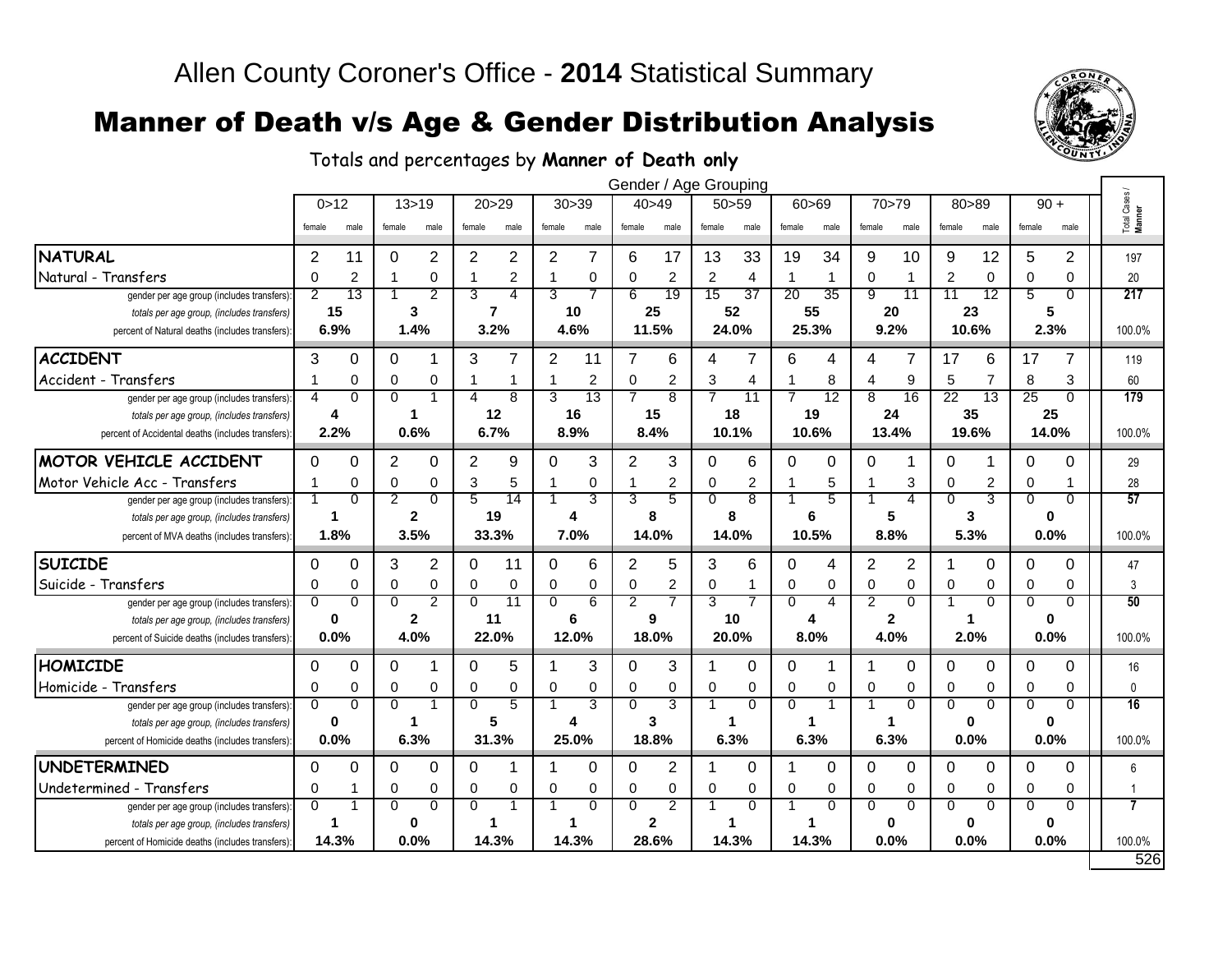# Allen County Coroner's Office - **2014** Statistical Summary

## Manner of Death v/s Age & Gender Distribution Analysis

Totals and percentages by **Manner of Death only**

| | 0>12 | | 13>19 | | 20>29 | | 30>39 | | 40>49 | | 50>59 | | 60>69 | | 70>79 | | 80>89 | | 90 + | | Total Cases / Manner |
|---|---|---|---|---|---|---|---|---|---|---|---|---|---|---|---|---|---|---|---|---|---|
| | female | male | female | male | female | male | female | male | female | male | female | male | female | male | female | male | female | male | female | male | |
| **NATURAL** | 2 | 11 | 0 | 2 | 2 | 2 | 2 | 7 | 6 | 17 | 13 | 33 | 19 | 34 | 9 | 10 | 9 | 12 | 5 | 2 | 197 |
| Natural - Transfers | 0 | 2 | 1 | 0 | 1 | 2 | 1 | 0 | 0 | 2 | 2 | 4 | 1 | 1 | 0 | 1 | 2 | 0 | 0 | 0 | 20 |
| *gender per age group (includes transfers):* | 2 | 13 | 1 | 2 | 3 | 4 | 3 | 7 | 6 | 19 | 15 | 37 | 20 | 35 | 9 | 11 | 11 | 12 | 5 | 0 | **217** |
| *totals per age group, (includes transfers)* | **15** | | **3** | | **7** | | **10** | | **25** | | **52** | | **55** | | **20** | | **23** | | **5** | | |
| percent of Natural deaths (includes transfers): | **6.9%** | | **1.4%** | | **3.2%** | | **4.6%** | | **11.5%** | | **24.0%** | | **25.3%** | | **9.2%** | | **10.6%** | | **2.3%** | | 100.0% |
| **ACCIDENT** | 3 | 0 | 0 | 1 | 3 | 7 | 2 | 11 | 7 | 6 | 4 | 7 | 6 | 4 | 4 | 7 | 17 | 6 | 17 | 7 | 119 |
| Accident - Transfers | 1 | 0 | 0 | 0 | 1 | 1 | 1 | 2 | 0 | 2 | 3 | 4 | 1 | 8 | 4 | 9 | 5 | 7 | 8 | 3 | 60 |
| *gender per age group (includes transfers):* | 4 | 0 | 0 | 1 | 4 | 8 | 3 | 13 | 7 | 8 | 7 | 11 | 7 | 12 | 8 | 16 | 22 | 13 | 25 | 0 | **179** |
| *totals per age group, (includes transfers)* | **4** | | **1** | | **12** | | **16** | | **15** | | **18** | | **19** | | **24** | | **35** | | **25** | | |
| percent of Accidental deaths (includes transfers): | **2.2%** | | **0.6%** | | **6.7%** | | **8.9%** | | **8.4%** | | **10.1%** | | **10.6%** | | **13.4%** | | **19.6%** | | **14.0%** | | 100.0% |
| **MOTOR VEHICLE ACCIDENT** | 0 | 0 | 2 | 0 | 2 | 9 | 0 | 3 | 2 | 3 | 0 | 6 | 0 | 0 | 0 | 1 | 0 | 1 | 0 | 0 | 29 |
| Motor Vehicle Acc - Transfers | 1 | 0 | 0 | 0 | 3 | 5 | 1 | 0 | 1 | 2 | 0 | 2 | 1 | 5 | 1 | 3 | 0 | 2 | 0 | 1 | 28 |
| *gender per age group (includes transfers):* | 1 | 0 | 2 | 0 | 5 | 14 | 1 | 3 | 3 | 5 | 0 | 8 | 1 | 5 | 1 | 4 | 0 | 3 | 0 | 0 | **57** |
| *totals per age group, (includes transfers)* | **1** | | **2** | | **19** | | **4** | | **8** | | **8** | | **6** | | **5** | | **3** | | **0** | | |
| percent of MVA deaths (includes transfers): | **1.8%** | | **3.5%** | | **33.3%** | | **7.0%** | | **14.0%** | | **14.0%** | | **10.5%** | | **8.8%** | | **5.3%** | | **0.0%** | | 100.0% |
| **SUICIDE** | 0 | 0 | 3 | 2 | 0 | 11 | 0 | 6 | 2 | 5 | 3 | 6 | 0 | 4 | 2 | 2 | 1 | 0 | 0 | 0 | 47 |
| Suicide - Transfers | 0 | 0 | 0 | 0 | 0 | 0 | 0 | 0 | 0 | 2 | 0 | 1 | 0 | 0 | 0 | 0 | 0 | 0 | 0 | 0 | 3 |
| *gender per age group (includes transfers):* | 0 | 0 | 0 | 2 | 0 | 11 | 0 | 6 | 2 | 7 | 3 | 7 | 0 | 4 | 2 | 0 | 1 | 0 | 0 | 0 | **50** |
| *totals per age group, (includes transfers)* | **0** | | **2** | | **11** | | **6** | | **9** | | **10** | | **4** | | **2** | | **1** | | **0** | | |
| percent of Suicide deaths (includes transfers): | **0.0%** | | **4.0%** | | **22.0%** | | **12.0%** | | **18.0%** | | **20.0%** | | **8.0%** | | **4.0%** | | **2.0%** | | **0.0%** | | 100.0% |
| **HOMICIDE** | 0 | 0 | 0 | 1 | 0 | 5 | 1 | 3 | 0 | 3 | 1 | 0 | 0 | 1 | 1 | 0 | 0 | 0 | 0 | 0 | 16 |
| Homicide - Transfers | 0 | 0 | 0 | 0 | 0 | 0 | 0 | 0 | 0 | 0 | 0 | 0 | 0 | 0 | 0 | 0 | 0 | 0 | 0 | 0 | 0 |
| *gender per age group (includes transfers):* | 0 | 0 | 0 | 1 | 0 | 5 | 1 | 3 | 0 | 3 | 1 | 0 | 0 | 1 | 1 | 0 | 0 | 0 | 0 | 0 | **16** |
| *totals per age group, (includes transfers)* | **0** | | **1** | | **5** | | **4** | | **3** | | **1** | | **1** | | **1** | | **0** | | **0** | | |
| percent of Homicide deaths (includes transfers): | **0.0%** | | **6.3%** | | **31.3%** | | **25.0%** | | **18.8%** | | **6.3%** | | **6.3%** | | **6.3%** | | **0.0%** | | **0.0%** | | 100.0% |
| **UNDETERMINED** | 0 | 0 | 0 | 0 | 0 | 1 | 1 | 0 | 0 | 2 | 1 | 0 | 1 | 0 | 0 | 0 | 0 | 0 | 0 | 0 | 6 |
| Undetermined - Transfers | 0 | 1 | 0 | 0 | 0 | 0 | 0 | 0 | 0 | 0 | 0 | 0 | 0 | 0 | 0 | 0 | 0 | 0 | 0 | 0 | 1 |
| *gender per age group (includes transfers):* | 0 | 1 | 0 | 0 | 0 | 1 | 1 | 0 | 0 | 2 | 1 | 0 | 1 | 0 | 0 | 0 | 0 | 0 | 0 | 0 | **7** |
| *totals per age group, (includes transfers)* | **1** | | **0** | | **1** | | **1** | | **2** | | **1** | | **1** | | **0** | | **0** | | **0** | | |
| percent of Homicide deaths (includes transfers): | **14.3%** | | **0.0%** | | **14.3%** | | **14.3%** | | **28.6%** | | **14.3%** | | **14.3%** | | **0.0%** | | **0.0%** | | **0.0%** | | 100.0% |
| | | | | | | | | | | | | | | | | | | | | | 526 |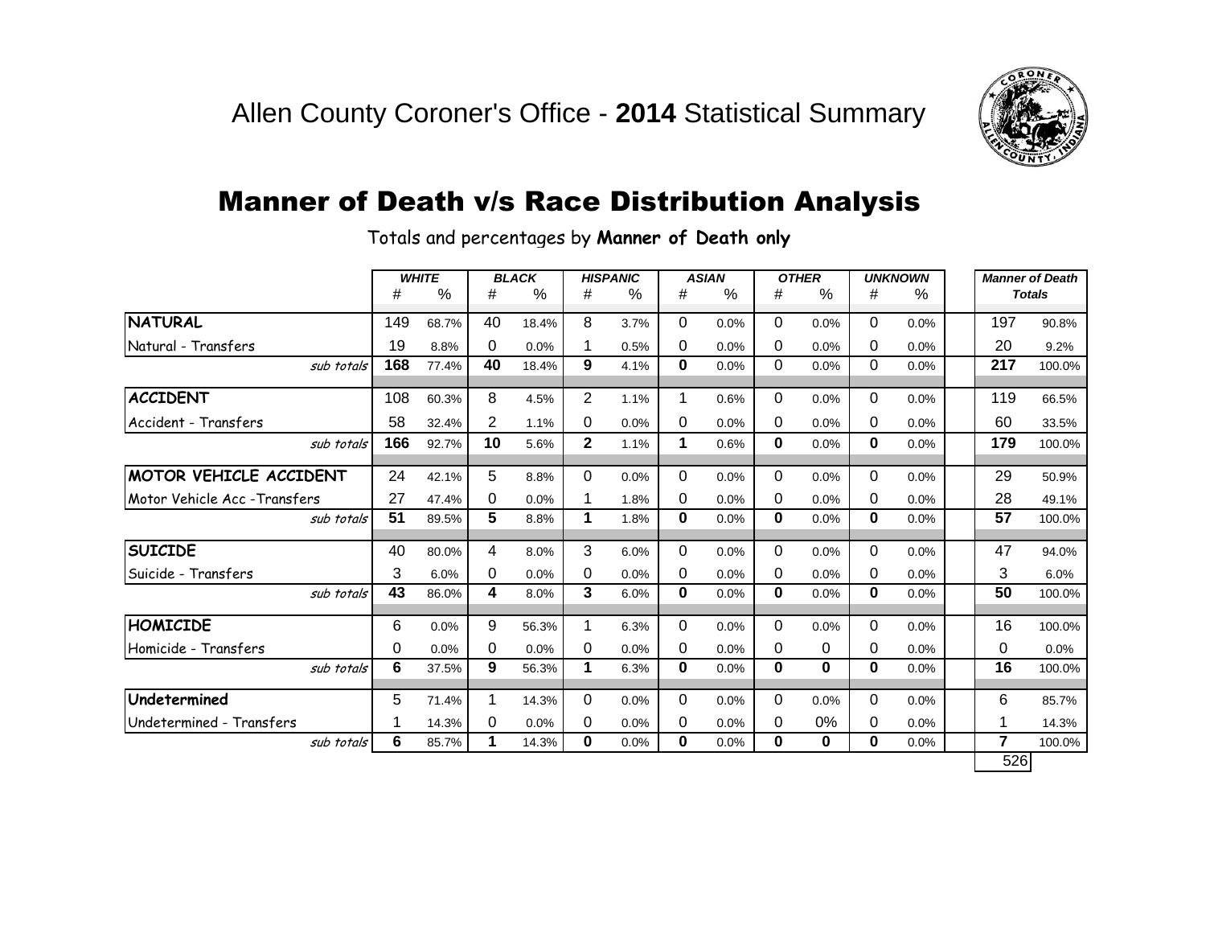# Allen County Coroner's Office - **2014** Statistical Summary

## Manner of Death v/s Race Distribution Analysis

Totals and percentages by **Manner of Death only**

| | ***WHITE*** | | ***BLACK*** | | ***HISPANIC*** | | ***ASIAN*** | | ***OTHER*** | | ***UNKNOWN*** | | ***Manner of Death Totals*** | |
|---|---|---|---|---|---|---|---|---|---|---|---|---|---|---|
| | # | % | # | % | # | % | # | % | # | % | # | % | | |
| **NATURAL** | 149 | 68.7% | 40 | 18.4% | 8 | 3.7% | 0 | 0.0% | 0 | 0.0% | 0 | 0.0% | 197 | 90.8% |
| Natural - Transfers | 19 | 8.8% | 0 | 0.0% | 1 | 0.5% | 0 | 0.0% | 0 | 0.0% | 0 | 0.0% | 20 | 9.2% |
| *sub totals* | **168** | 77.4% | **40** | 18.4% | **9** | 4.1% | **0** | 0.0% | 0 | 0.0% | 0 | 0.0% | **217** | 100.0% |
| **ACCIDENT** | 108 | 60.3% | 8 | 4.5% | 2 | 1.1% | 1 | 0.6% | 0 | 0.0% | 0 | 0.0% | 119 | 66.5% |
| Accident - Transfers | 58 | 32.4% | 2 | 1.1% | 0 | 0.0% | 0 | 0.0% | 0 | 0.0% | 0 | 0.0% | 60 | 33.5% |
| *sub totals* | **166** | 92.7% | **10** | 5.6% | **2** | 1.1% | **1** | 0.6% | **0** | 0.0% | **0** | 0.0% | **179** | 100.0% |
| **MOTOR VEHICLE ACCIDENT** | 24 | 42.1% | 5 | 8.8% | 0 | 0.0% | 0 | 0.0% | 0 | 0.0% | 0 | 0.0% | 29 | 50.9% |
| Motor Vehicle Acc -Transfers | 27 | 47.4% | 0 | 0.0% | 1 | 1.8% | 0 | 0.0% | 0 | 0.0% | 0 | 0.0% | 28 | 49.1% |
| *sub totals* | **51** | 89.5% | **5** | 8.8% | **1** | 1.8% | **0** | 0.0% | **0** | 0.0% | **0** | 0.0% | **57** | 100.0% |
| **SUICIDE** | 40 | 80.0% | 4 | 8.0% | 3 | 6.0% | 0 | 0.0% | 0 | 0.0% | 0 | 0.0% | 47 | 94.0% |
| Suicide - Transfers | 3 | 6.0% | 0 | 0.0% | 0 | 0.0% | 0 | 0.0% | 0 | 0.0% | 0 | 0.0% | 3 | 6.0% |
| *sub totals* | **43** | 86.0% | **4** | 8.0% | **3** | 6.0% | **0** | 0.0% | **0** | 0.0% | **0** | 0.0% | **50** | 100.0% |
| **HOMICIDE** | 6 | 0.0% | 9 | 56.3% | 1 | 6.3% | 0 | 0.0% | 0 | 0.0% | 0 | 0.0% | 16 | 100.0% |
| Homicide - Transfers | 0 | 0.0% | 0 | 0.0% | 0 | 0.0% | 0 | 0.0% | 0 | 0 | 0 | 0.0% | 0 | 0.0% |
| *sub totals* | **6** | 37.5% | **9** | 56.3% | **1** | 6.3% | **0** | 0.0% | **0** | **0** | **0** | 0.0% | **16** | 100.0% |
| **Undetermined** | 5 | 71.4% | 1 | 14.3% | 0 | 0.0% | 0 | 0.0% | 0 | 0.0% | 0 | 0.0% | 6 | 85.7% |
| Undetermined - Transfers | 1 | 14.3% | 0 | 0.0% | 0 | 0.0% | 0 | 0.0% | 0 | 0% | 0 | 0.0% | 1 | 14.3% |
| *sub totals* | **6** | 85.7% | **1** | 14.3% | **0** | 0.0% | **0** | 0.0% | **0** | **0** | **0** | 0.0% | **7** | 100.0% |
| | | | | | | | | | | | | | 526 | |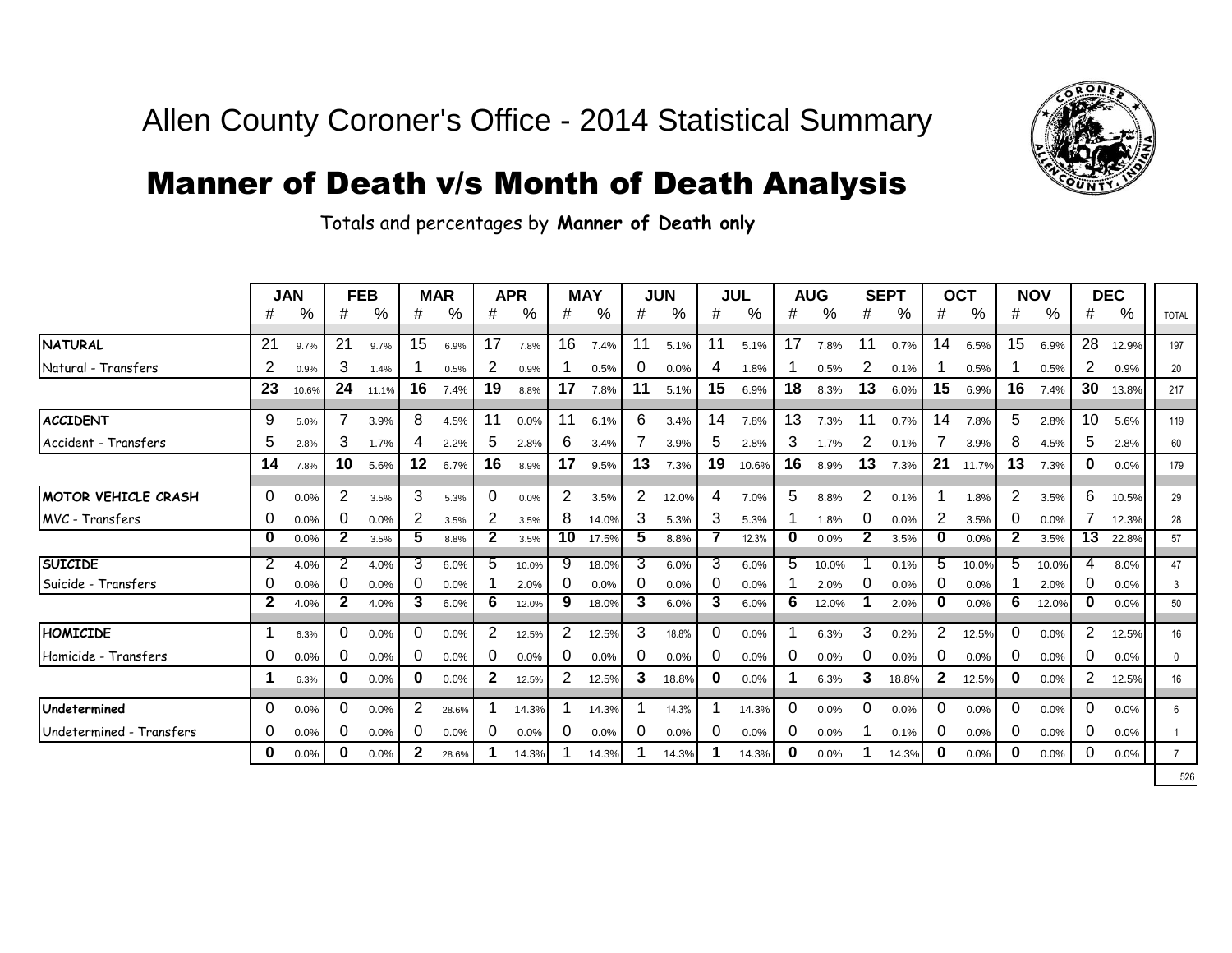# Allen County Coroner's Office - 2014 Statistical Summary

## Manner of Death v/s Month of Death Analysis

Totals and percentages by **Manner of Death only**

| | JAN | | FEB | | MAR | | APR | | MAY | | JUN | | JUL | | AUG | | SEPT | | OCT | | NOV | | DEC | | |
|---|---|---|---|---|---|---|---|---|---|---|---|---|---|---|---|---|---|---|---|---|---|---|---|---|---|
| | # | % | # | % | # | % | # | % | # | % | # | % | # | % | # | % | # | % | # | % | # | % | # | % | TOTAL |
| **NATURAL** | 21 | 9.7% | 21 | 9.7% | 15 | 6.9% | 17 | 7.8% | 16 | 7.4% | 11 | 5.1% | 11 | 5.1% | 17 | 7.8% | 11 | 0.7% | 14 | 6.5% | 15 | 6.9% | 28 | 12.9% | 197 |
| Natural - Transfers | 2 | 0.9% | 3 | 1.4% | 1 | 0.5% | 2 | 0.9% | 1 | 0.5% | 0 | 0.0% | 4 | 1.8% | 1 | 0.5% | 2 | 0.1% | 1 | 0.5% | 1 | 0.5% | 2 | 0.9% | 20 |
| | **23** | 10.6% | **24** | 11.1% | **16** | 7.4% | **19** | 8.8% | **17** | 7.8% | **11** | 5.1% | **15** | 6.9% | **18** | 8.3% | **13** | 6.0% | **15** | 6.9% | **16** | 7.4% | **30** | 13.8% | 217 |
| **ACCIDENT** | 9 | 5.0% | 7 | 3.9% | 8 | 4.5% | 11 | 0.0% | 11 | 6.1% | 6 | 3.4% | 14 | 7.8% | 13 | 7.3% | 11 | 0.7% | 14 | 7.8% | 5 | 2.8% | 10 | 5.6% | 119 |
| Accident - Transfers | 5 | 2.8% | 3 | 1.7% | 4 | 2.2% | 5 | 2.8% | 6 | 3.4% | 7 | 3.9% | 5 | 2.8% | 3 | 1.7% | 2 | 0.1% | 7 | 3.9% | 8 | 4.5% | 5 | 2.8% | 60 |
| | **14** | 7.8% | **10** | 5.6% | **12** | 6.7% | **16** | 8.9% | **17** | 9.5% | **13** | 7.3% | **19** | 10.6% | **16** | 8.9% | **13** | 7.3% | **21** | 11.7% | **13** | 7.3% | **0** | 0.0% | 179 |
| **MOTOR VEHICLE CRASH** | 0 | 0.0% | 2 | 3.5% | 3 | 5.3% | 0 | 0.0% | 2 | 3.5% | 2 | 12.0% | 4 | 7.0% | 5 | 8.8% | 2 | 0.1% | 1 | 1.8% | 2 | 3.5% | 6 | 10.5% | 29 |
| MVC - Transfers | 0 | 0.0% | 0 | 0.0% | 2 | 3.5% | 2 | 3.5% | 8 | 14.0% | 3 | 5.3% | 3 | 5.3% | 1 | 1.8% | 0 | 0.0% | 2 | 3.5% | 0 | 0.0% | 7 | 12.3% | 28 |
| | **0** | 0.0% | **2** | 3.5% | **5** | 8.8% | **2** | 3.5% | **10** | 17.5% | **5** | 8.8% | **7** | 12.3% | **0** | 0.0% | **2** | 3.5% | **0** | 0.0% | **2** | 3.5% | **13** | 22.8% | 57 |
| **SUICIDE** | 2 | 4.0% | 2 | 4.0% | 3 | 6.0% | 5 | 10.0% | 9 | 18.0% | 3 | 6.0% | 3 | 6.0% | 5 | 10.0% | 1 | 0.1% | 5 | 10.0% | 5 | 10.0% | 4 | 8.0% | 47 |
| Suicide - Transfers | 0 | 0.0% | 0 | 0.0% | 0 | 0.0% | 1 | 2.0% | 0 | 0.0% | 0 | 0.0% | 0 | 0.0% | 1 | 2.0% | 0 | 0.0% | 0 | 0.0% | 1 | 2.0% | 0 | 0.0% | 3 |
| | **2** | 4.0% | **2** | 4.0% | **3** | 6.0% | **6** | 12.0% | **9** | 18.0% | **3** | 6.0% | **3** | 6.0% | **6** | 12.0% | **1** | 2.0% | **0** | 0.0% | **6** | 12.0% | **0** | 0.0% | 50 |
| **HOMICIDE** | 1 | 6.3% | 0 | 0.0% | 0 | 0.0% | 2 | 12.5% | 2 | 12.5% | 3 | 18.8% | 0 | 0.0% | 1 | 6.3% | 3 | 0.2% | 2 | 12.5% | 0 | 0.0% | 2 | 12.5% | 16 |
| Homicide - Transfers | 0 | 0.0% | 0 | 0.0% | 0 | 0.0% | 0 | 0.0% | 0 | 0.0% | 0 | 0.0% | 0 | 0.0% | 0 | 0.0% | 0 | 0.0% | 0 | 0.0% | 0 | 0.0% | 0 | 0.0% | 0 |
| | **1** | 6.3% | **0** | 0.0% | **0** | 0.0% | **2** | 12.5% | 2 | 12.5% | **3** | 18.8% | **0** | 0.0% | **1** | 6.3% | **3** | 18.8% | **2** | 12.5% | **0** | 0.0% | 2 | 12.5% | 16 |
| **Undetermined** | 0 | 0.0% | 0 | 0.0% | 2 | 28.6% | 1 | 14.3% | 1 | 14.3% | 1 | 14.3% | 1 | 14.3% | 0 | 0.0% | 0 | 0.0% | 0 | 0.0% | 0 | 0.0% | 0 | 0.0% | 6 |
| Undetermined - Transfers | 0 | 0.0% | 0 | 0.0% | 0 | 0.0% | 0 | 0.0% | 0 | 0.0% | 0 | 0.0% | 0 | 0.0% | 0 | 0.0% | 1 | 0.1% | 0 | 0.0% | 0 | 0.0% | 0 | 0.0% | 1 |
| | **0** | 0.0% | **0** | 0.0% | **2** | 28.6% | **1** | 14.3% | 1 | 14.3% | **1** | 14.3% | **1** | 14.3% | **0** | 0.0% | **1** | 14.3% | **0** | 0.0% | **0** | 0.0% | 0 | 0.0% | 7 |
| | | | | | | | | | | | | | | | | | | | | | | | | | 526 |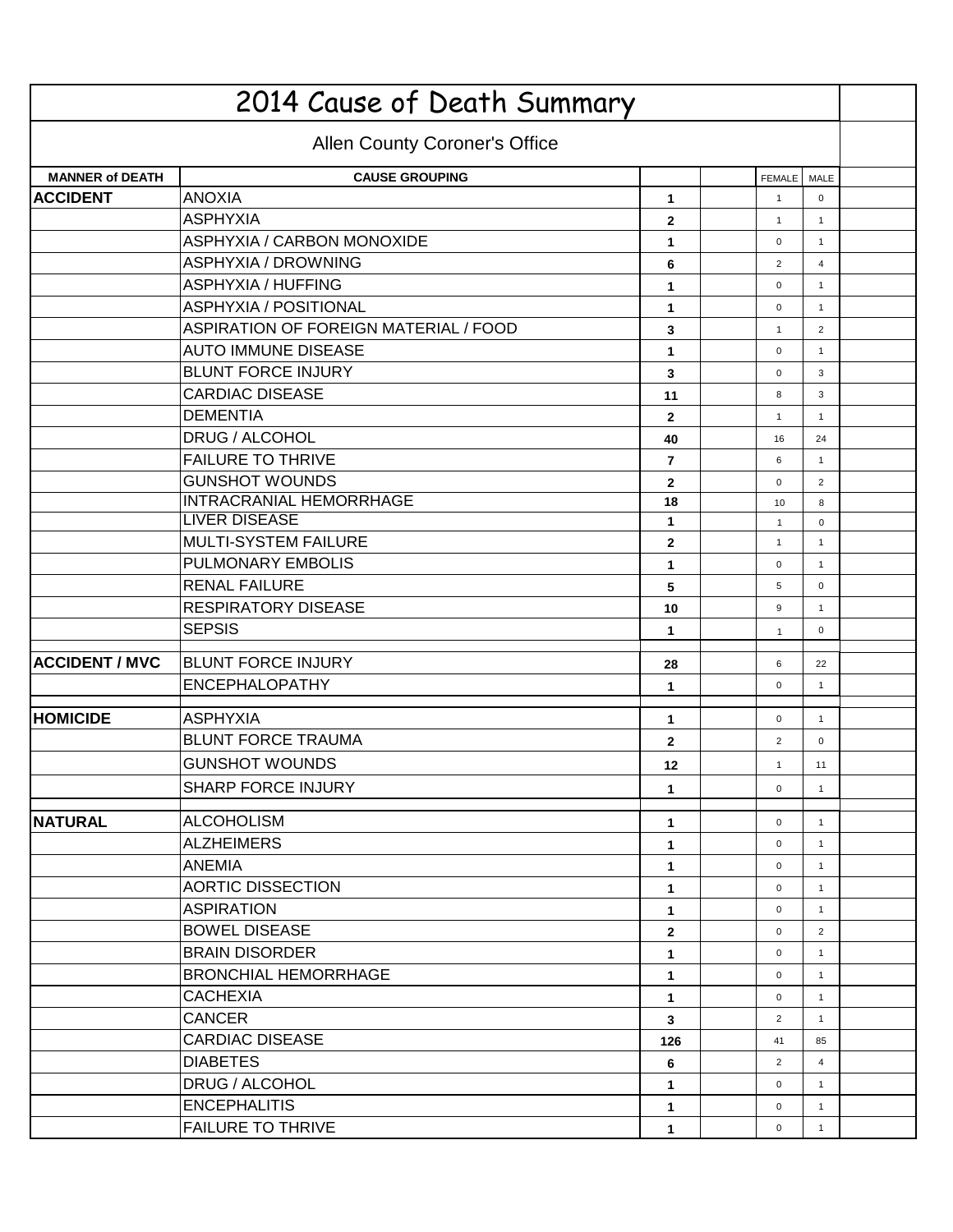# 2014 Cause of Death Summary

## Allen County Coroner's Office

| MANNER of DEATH | CAUSE GROUPING | | | FEMALE | MALE | |
|---|---|---|---|---|---|---|
| **ACCIDENT** | ANOXIA | **1** | | 1 | 0 | |
| | ASPHYXIA | **2** | | 1 | 1 | |
| | ASPHYXIA / CARBON MONOXIDE | **1** | | 0 | 1 | |
| | ASPHYXIA / DROWNING | **6** | | 2 | 4 | |
| | ASPHYXIA / HUFFING | **1** | | 0 | 1 | |
| | ASPHYXIA / POSITIONAL | **1** | | 0 | 1 | |
| | ASPIRATION OF FOREIGN MATERIAL / FOOD | **3** | | 1 | 2 | |
| | AUTO IMMUNE DISEASE | **1** | | 0 | 1 | |
| | BLUNT FORCE INJURY | **3** | | 0 | 3 | |
| | CARDIAC DISEASE | **11** | | 8 | 3 | |
| | DEMENTIA | **2** | | 1 | 1 | |
| | DRUG / ALCOHOL | **40** | | 16 | 24 | |
| | FAILURE TO THRIVE | **7** | | 6 | 1 | |
| | GUNSHOT WOUNDS | **2** | | 0 | 2 | |
| | INTRACRANIAL HEMORRHAGE | **18** | | 10 | 8 | |
| | LIVER DISEASE | **1** | | 1 | 0 | |
| | MULTI-SYSTEM FAILURE | **2** | | 1 | 1 | |
| | PULMONARY EMBOLIS | **1** | | 0 | 1 | |
| | RENAL FAILURE | **5** | | 5 | 0 | |
| | RESPIRATORY DISEASE | **10** | | 9 | 1 | |
| | SEPSIS | **1** | | 1 | 0 | |
| | | | | | | |
| **ACCIDENT / MVC** | BLUNT FORCE INJURY | **28** | | 6 | 22 | |
| | ENCEPHALOPATHY | **1** | | 0 | 1 | |
| | | | | | | |
| **HOMICIDE** | ASPHYXIA | **1** | | 0 | 1 | |
| | BLUNT FORCE TRAUMA | **2** | | 2 | 0 | |
| | GUNSHOT WOUNDS | **12** | | 1 | 11 | |
| | SHARP FORCE INJURY | **1** | | 0 | 1 | |
| | | | | | | |
| **NATURAL** | ALCOHOLISM | **1** | | 0 | 1 | |
| | ALZHEIMERS | **1** | | 0 | 1 | |
| | ANEMIA | **1** | | 0 | 1 | |
| | AORTIC DISSECTION | **1** | | 0 | 1 | |
| | ASPIRATION | **1** | | 0 | 1 | |
| | BOWEL DISEASE | **2** | | 0 | 2 | |
| | BRAIN DISORDER | **1** | | 0 | 1 | |
| | BRONCHIAL HEMORRHAGE | **1** | | 0 | 1 | |
| | CACHEXIA | **1** | | 0 | 1 | |
| | CANCER | **3** | | 2 | 1 | |
| | CARDIAC DISEASE | **126** | | 41 | 85 | |
| | DIABETES | **6** | | 2 | 4 | |
| | DRUG / ALCOHOL | **1** | | 0 | 1 | |
| | ENCEPHALITIS | **1** | | 0 | 1 | |
| | FAILURE TO THRIVE | **1** | | 0 | 1 | |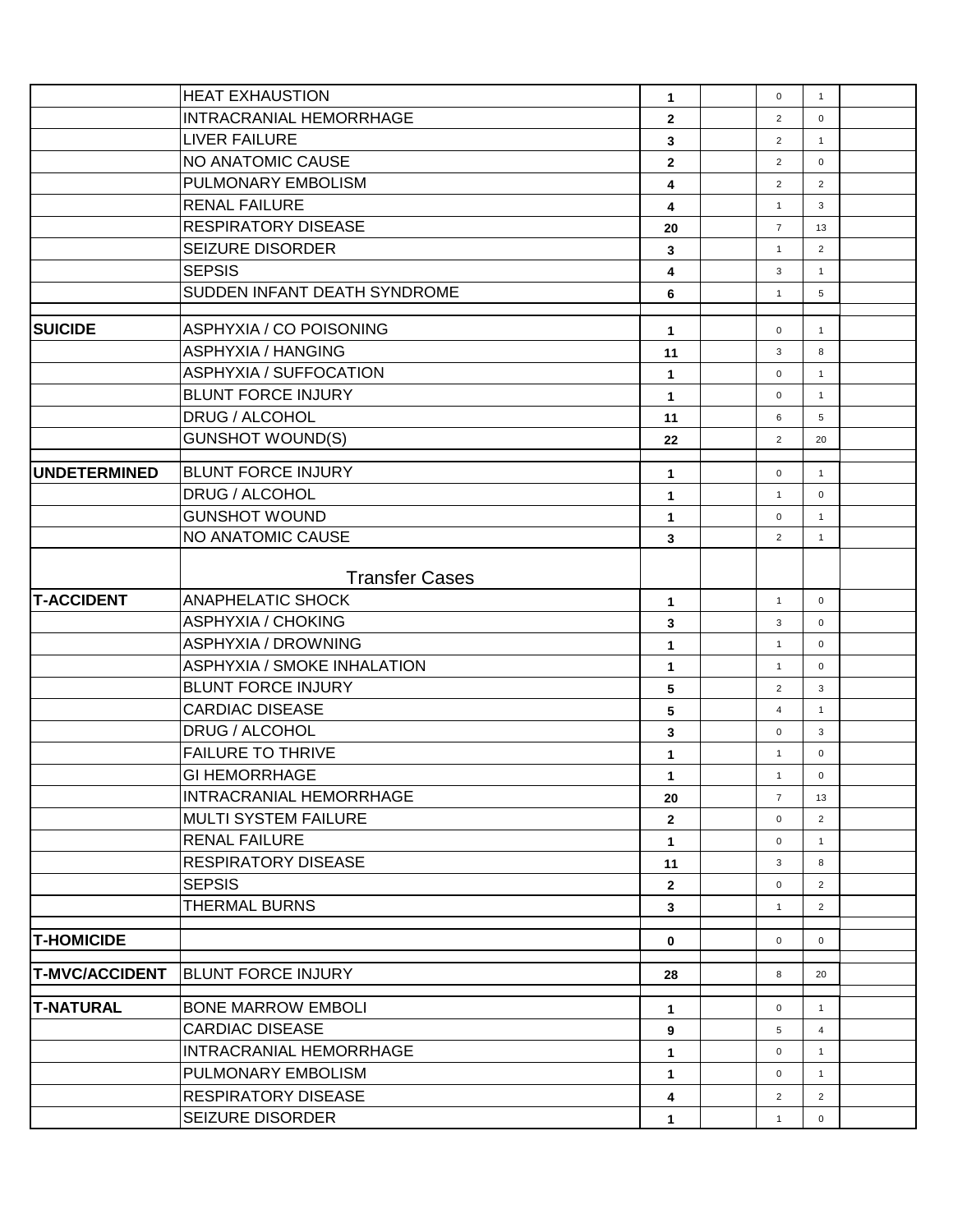| | | | | | | |
|---|---|---|---|---|---|---|
| | HEAT EXHAUSTION | **1** | | 0 | 1 | |
| | INTRACRANIAL HEMORRHAGE | **2** | | 2 | 0 | |
| | LIVER FAILURE | **3** | | 2 | 1 | |
| | NO ANATOMIC CAUSE | **2** | | 2 | 0 | |
| | PULMONARY EMBOLISM | **4** | | 2 | 2 | |
| | RENAL FAILURE | **4** | | 1 | 3 | |
| | RESPIRATORY DISEASE | **20** | | 7 | 13 | |
| | SEIZURE DISORDER | **3** | | 1 | 2 | |
| | SEPSIS | **4** | | 3 | 1 | |
| | SUDDEN INFANT DEATH SYNDROME | **6** | | 1 | 5 | |
| | | | | | | |
| **SUICIDE** | ASPHYXIA / CO POISONING | **1** | | 0 | 1 | |
| | ASPHYXIA / HANGING | **11** | | 3 | 8 | |
| | ASPHYXIA / SUFFOCATION | **1** | | 0 | 1 | |
| | BLUNT FORCE INJURY | **1** | | 0 | 1 | |
| | DRUG / ALCOHOL | **11** | | 6 | 5 | |
| | GUNSHOT WOUND(S) | **22** | | 2 | 20 | |
| | | | | | | |
| **UNDETERMINED** | BLUNT FORCE INJURY | **1** | | 0 | 1 | |
| | DRUG / ALCOHOL | **1** | | 1 | 0 | |
| | GUNSHOT WOUND | **1** | | 0 | 1 | |
| | NO ANATOMIC CAUSE | **3** | | 2 | 1 | |
| | Transfer Cases | | | | | |
| **T-ACCIDENT** | ANAPHELATIC SHOCK | **1** | | 1 | 0 | |
| | ASPHYXIA / CHOKING | **3** | | 3 | 0 | |
| | ASPHYXIA / DROWNING | **1** | | 1 | 0 | |
| | ASPHYXIA / SMOKE INHALATION | **1** | | 1 | 0 | |
| | BLUNT FORCE INJURY | **5** | | 2 | 3 | |
| | CARDIAC DISEASE | **5** | | 4 | 1 | |
| | DRUG / ALCOHOL | **3** | | 0 | 3 | |
| | FAILURE TO THRIVE | **1** | | 1 | 0 | |
| | GI HEMORRHAGE | **1** | | 1 | 0 | |
| | INTRACRANIAL HEMORRHAGE | **20** | | 7 | 13 | |
| | MULTI SYSTEM FAILURE | **2** | | 0 | 2 | |
| | RENAL FAILURE | **1** | | 0 | 1 | |
| | RESPIRATORY DISEASE | **11** | | 3 | 8 | |
| | SEPSIS | **2** | | 0 | 2 | |
| | THERMAL BURNS | **3** | | 1 | 2 | |
| | | | | | | |
| **T-HOMICIDE** | | **0** | | 0 | 0 | |
| | | | | | | |
| **T-MVC/ACCIDENT** | BLUNT FORCE INJURY | **28** | | 8 | 20 | |
| | | | | | | |
| **T-NATURAL** | BONE MARROW EMBOLI | **1** | | 0 | 1 | |
| | CARDIAC DISEASE | **9** | | 5 | 4 | |
| | INTRACRANIAL HEMORRHAGE | **1** | | 0 | 1 | |
| | PULMONARY EMBOLISM | **1** | | 0 | 1 | |
| | RESPIRATORY DISEASE | **4** | | 2 | 2 | |
| | SEIZURE DISORDER | **1** | | 1 | 0 | |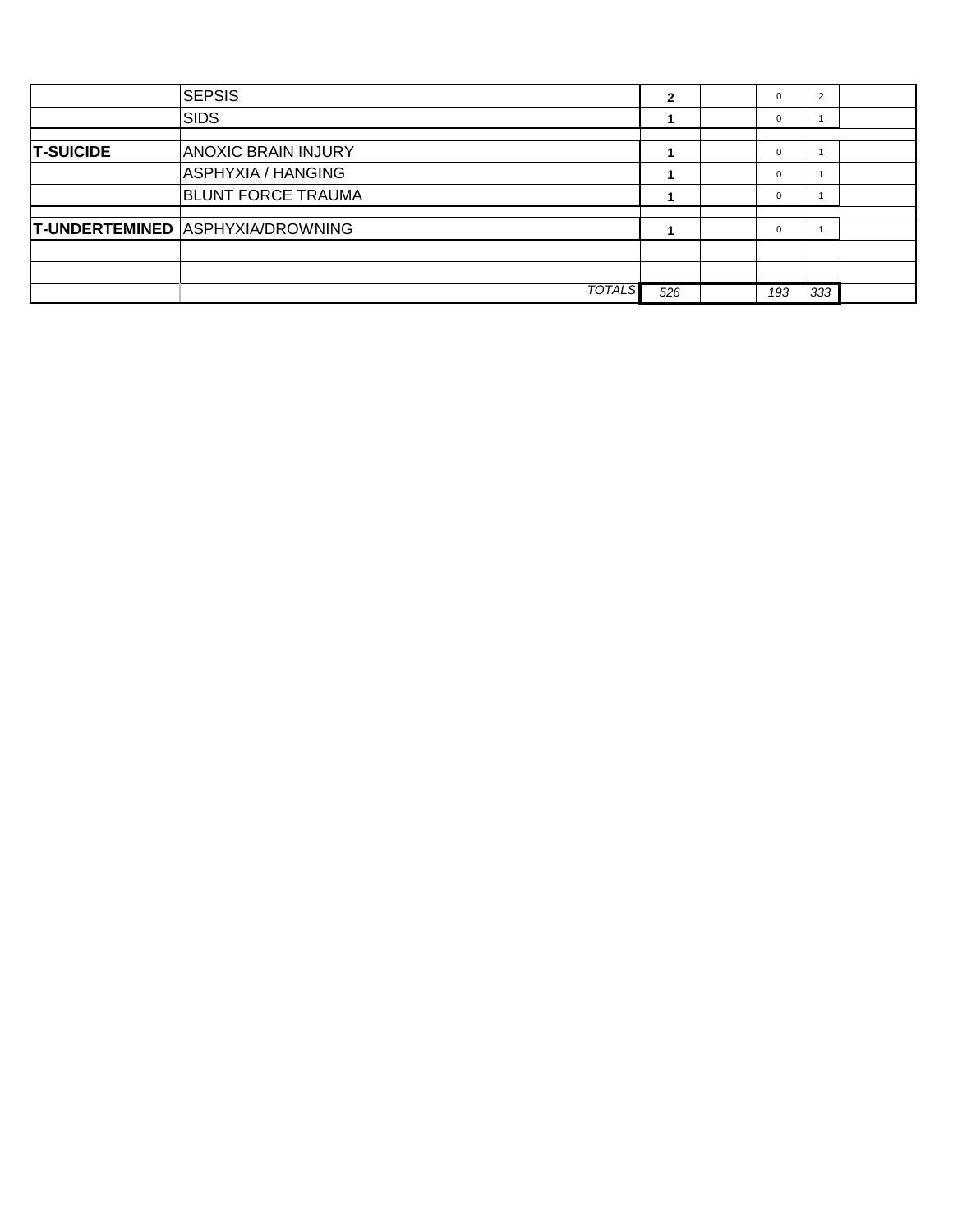| | | | | | | |
|---|---|---|---|---|---|---|
| | SEPSIS | **2** | | 0 | 2 | |
| | SIDS | **1** | | 0 | 1 | |
| | | | | | | |
| **T-SUICIDE** | ANOXIC BRAIN INJURY | **1** | | 0 | 1 | |
| | ASPHYXIA / HANGING | **1** | | 0 | 1 | |
| | BLUNT FORCE TRAUMA | **1** | | 0 | 1 | |
| | | | | | | |
| **T-UNDERTEMINED** | ASPHYXIA/DROWNING | **1** | | 0 | 1 | |
| | | | | | | |
| | | | | | | |
| | *TOTALS* | *526* | | *193* | *333* | |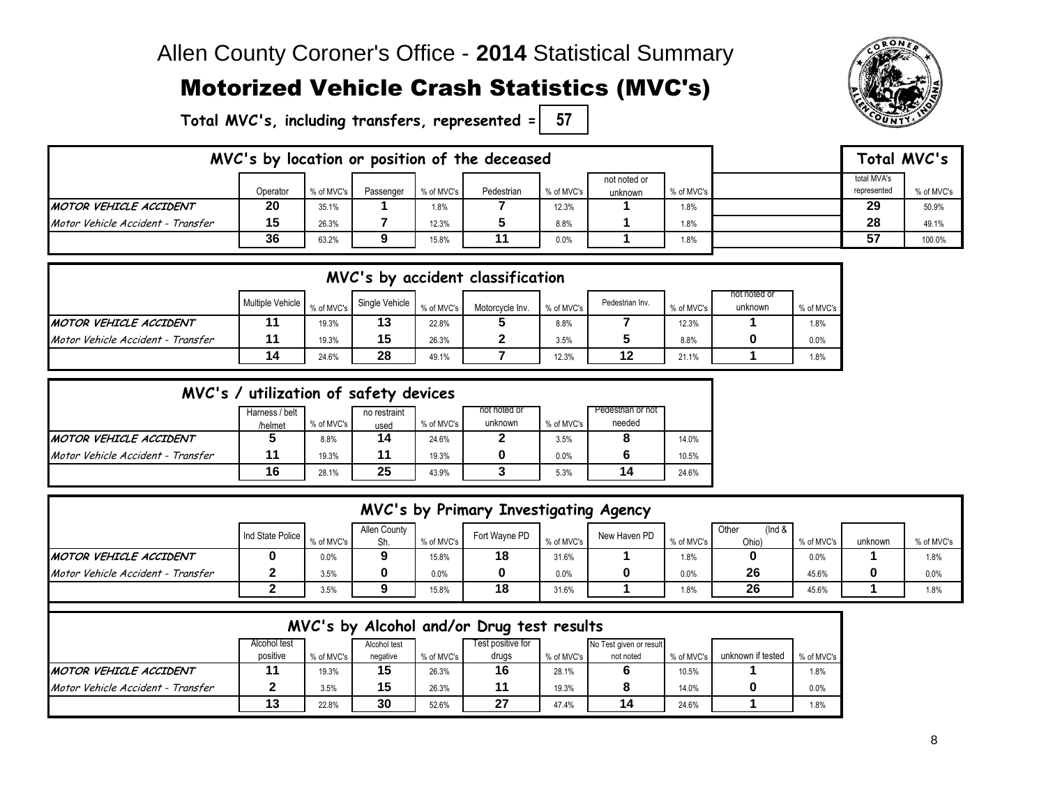# Allen County Coroner's Office - **2014** Statistical Summary

## Motorized Vehicle Crash Statistics (MVC's)

**Total MVC's, including transfers, represented = 57**

### MVC's by location or position of the deceased

| | Operator | % of MVC's | Passenger | % of MVC's | Pedestrian | % of MVC's | not noted or unknown | % of MVC's | total MVA's represented | % of MVC's |
|---|---|---|---|---|---|---|---|---|---|---|
| *MOTOR VEHICLE ACCIDENT* | 20 | 35.1% | 1 | 1.8% | 7 | 12.3% | 1 | 1.8% | 29 | 50.9% |
| *Motor Vehicle Accident - Transfer* | 15 | 26.3% | 7 | 12.3% | 5 | 8.8% | 1 | 1.8% | 28 | 49.1% |
| | 36 | 63.2% | 9 | 15.8% | 11 | 0.0% | 1 | 1.8% | 57 | 100.0% |

### MVC's by accident classification

| | Multiple Vehicle | % of MVC's | Single Vehicle | % of MVC's | Motorcycle Inv. | % of MVC's | Pedestrian Inv. | % of MVC's | not noted or unknown | % of MVC's |
|---|---|---|---|---|---|---|---|---|---|---|
| *MOTOR VEHICLE ACCIDENT* | 11 | 19.3% | 13 | 22.8% | 5 | 8.8% | 7 | 12.3% | 1 | 1.8% |
| *Motor Vehicle Accident - Transfer* | 11 | 19.3% | 15 | 26.3% | 2 | 3.5% | 5 | 8.8% | 0 | 0.0% |
| | 14 | 24.6% | 28 | 49.1% | 7 | 12.3% | 12 | 21.1% | 1 | 1.8% |

### MVC's / utilization of safety devices

| | Harness / belt /helmet | % of MVC's | no restraint used | % of MVC's | not noted or unknown | % of MVC's | Pedestrian or not needed | |
|---|---|---|---|---|---|---|---|---|
| *MOTOR VEHICLE ACCIDENT* | 5 | 8.8% | 14 | 24.6% | 2 | 3.5% | 8 | 14.0% |
| *Motor Vehicle Accident - Transfer* | 11 | 19.3% | 11 | 19.3% | 0 | 0.0% | 6 | 10.5% |
| | 16 | 28.1% | 25 | 43.9% | 3 | 5.3% | 14 | 24.6% |

### MVC's by Primary Investigating Agency

| | Ind State Police | % of MVC's | Allen County Sh. | % of MVC's | Fort Wayne PD | % of MVC's | New Haven PD | % of MVC's | Other (Ind & Ohio) | % of MVC's | unknown | % of MVC's |
|---|---|---|---|---|---|---|---|---|---|---|---|---|
| *MOTOR VEHICLE ACCIDENT* | 0 | 0.0% | 9 | 15.8% | 18 | 31.6% | 1 | 1.8% | 0 | 0.0% | 1 | 1.8% |
| *Motor Vehicle Accident - Transfer* | 2 | 3.5% | 0 | 0.0% | 0 | 0.0% | 0 | 0.0% | 26 | 45.6% | 0 | 0.0% |
| | 2 | 3.5% | 9 | 15.8% | 18 | 31.6% | 1 | 1.8% | 26 | 45.6% | 1 | 1.8% |

### MVC's by Alcohol and/or Drug test results

| | Alcohol test positive | % of MVC's | Alcohol test negative | % of MVC's | Test positive for drugs | % of MVC's | No Test given or result not noted | % of MVC's | unknown if tested | % of MVC's |
|---|---|---|---|---|---|---|---|---|---|---|
| *MOTOR VEHICLE ACCIDENT* | 11 | 19.3% | 15 | 26.3% | 16 | 28.1% | 6 | 10.5% | 1 | 1.8% |
| *Motor Vehicle Accident - Transfer* | 2 | 3.5% | 15 | 26.3% | 11 | 19.3% | 8 | 14.0% | 0 | 0.0% |
| | 13 | 22.8% | 30 | 52.6% | 27 | 47.4% | 14 | 24.6% | 1 | 1.8% |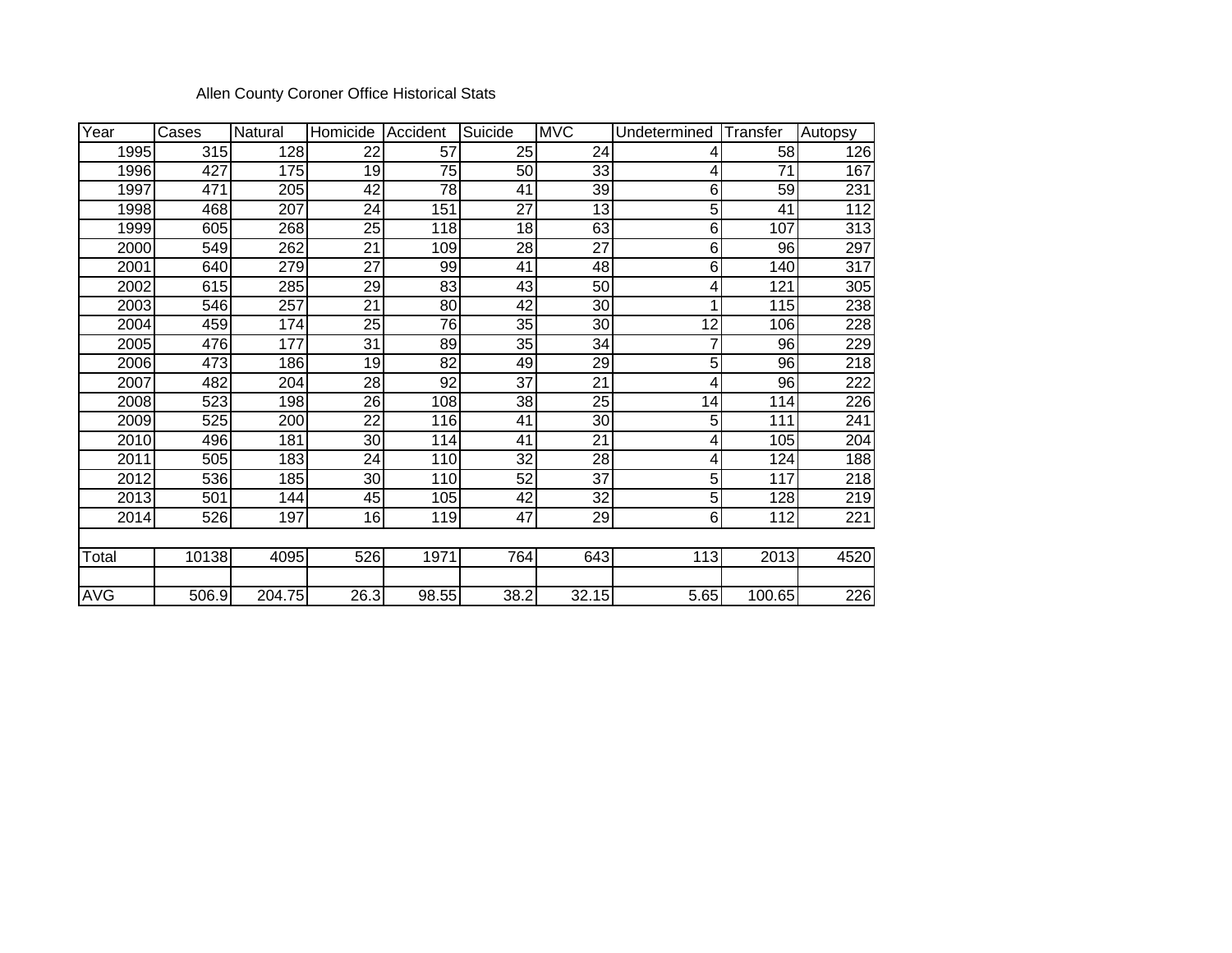Allen County Coroner Office Historical Stats

| Year | Cases | Natural | Homicide | Accident | Suicide | MVC | Undetermined | Transfer | Autopsy |
|---|---|---|---|---|---|---|---|---|---|
| 1995 | 315 | 128 | 22 | 57 | 25 | 24 | 4 | 58 | 126 |
| 1996 | 427 | 175 | 19 | 75 | 50 | 33 | 4 | 71 | 167 |
| 1997 | 471 | 205 | 42 | 78 | 41 | 39 | 6 | 59 | 231 |
| 1998 | 468 | 207 | 24 | 151 | 27 | 13 | 5 | 41 | 112 |
| 1999 | 605 | 268 | 25 | 118 | 18 | 63 | 6 | 107 | 313 |
| 2000 | 549 | 262 | 21 | 109 | 28 | 27 | 6 | 96 | 297 |
| 2001 | 640 | 279 | 27 | 99 | 41 | 48 | 6 | 140 | 317 |
| 2002 | 615 | 285 | 29 | 83 | 43 | 50 | 4 | 121 | 305 |
| 2003 | 546 | 257 | 21 | 80 | 42 | 30 | 1 | 115 | 238 |
| 2004 | 459 | 174 | 25 | 76 | 35 | 30 | 12 | 106 | 228 |
| 2005 | 476 | 177 | 31 | 89 | 35 | 34 | 7 | 96 | 229 |
| 2006 | 473 | 186 | 19 | 82 | 49 | 29 | 5 | 96 | 218 |
| 2007 | 482 | 204 | 28 | 92 | 37 | 21 | 4 | 96 | 222 |
| 2008 | 523 | 198 | 26 | 108 | 38 | 25 | 14 | 114 | 226 |
| 2009 | 525 | 200 | 22 | 116 | 41 | 30 | 5 | 111 | 241 |
| 2010 | 496 | 181 | 30 | 114 | 41 | 21 | 4 | 105 | 204 |
| 2011 | 505 | 183 | 24 | 110 | 32 | 28 | 4 | 124 | 188 |
| 2012 | 536 | 185 | 30 | 110 | 52 | 37 | 5 | 117 | 218 |
| 2013 | 501 | 144 | 45 | 105 | 42 | 32 | 5 | 128 | 219 |
| 2014 | 526 | 197 | 16 | 119 | 47 | 29 | 6 | 112 | 221 |
| | | | | | | | | | |
| Total | 10138 | 4095 | 526 | 1971 | 764 | 643 | 113 | 2013 | 4520 |
| | | | | | | | | | |
| AVG | 506.9 | 204.75 | 26.3 | 98.55 | 38.2 | 32.15 | 5.65 | 100.65 | 226 |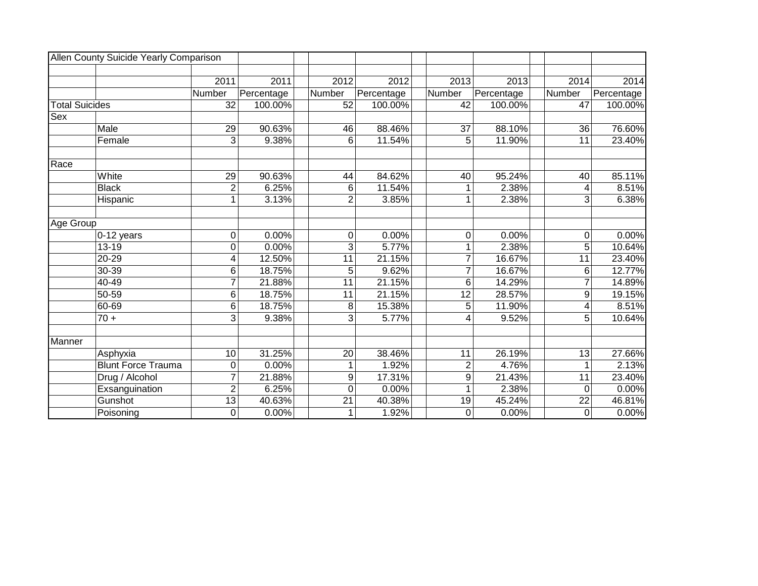| Allen County Suicide Yearly Comparison | | | | | | | | | | |
|---|---|---|---|---|---|---|---|---|---|---|
| | | | | | | | | | | |
| | | 2011 | 2011 | | 2012 | 2012 | | 2013 | 2013 | | 2014 | 2014 |
| | | Number | Percentage | | Number | Percentage | | Number | Percentage | | Number | Percentage |
| Total Suicides | | 32 | 100.00% | | 52 | 100.00% | | 42 | 100.00% | | 47 | 100.00% |
| Sex | | | | | | | | | | | | |
| | Male | 29 | 90.63% | | 46 | 88.46% | | 37 | 88.10% | | 36 | 76.60% |
| | Female | 3 | 9.38% | | 6 | 11.54% | | 5 | 11.90% | | 11 | 23.40% |
| | | | | | | | | | | | | |
| Race | | | | | | | | | | | | |
| | White | 29 | 90.63% | | 44 | 84.62% | | 40 | 95.24% | | 40 | 85.11% |
| | Black | 2 | 6.25% | | 6 | 11.54% | | 1 | 2.38% | | 4 | 8.51% |
| | Hispanic | 1 | 3.13% | | 2 | 3.85% | | 1 | 2.38% | | 3 | 6.38% |
| | | | | | | | | | | | | |
| Age Group | | | | | | | | | | | | |
| | 0-12 years | 0 | 0.00% | | 0 | 0.00% | | 0 | 0.00% | | 0 | 0.00% |
| | 13-19 | 0 | 0.00% | | 3 | 5.77% | | 1 | 2.38% | | 5 | 10.64% |
| | 20-29 | 4 | 12.50% | | 11 | 21.15% | | 7 | 16.67% | | 11 | 23.40% |
| | 30-39 | 6 | 18.75% | | 5 | 9.62% | | 7 | 16.67% | | 6 | 12.77% |
| | 40-49 | 7 | 21.88% | | 11 | 21.15% | | 6 | 14.29% | | 7 | 14.89% |
| | 50-59 | 6 | 18.75% | | 11 | 21.15% | | 12 | 28.57% | | 9 | 19.15% |
| | 60-69 | 6 | 18.75% | | 8 | 15.38% | | 5 | 11.90% | | 4 | 8.51% |
| | 70 + | 3 | 9.38% | | 3 | 5.77% | | 4 | 9.52% | | 5 | 10.64% |
| | | | | | | | | | | | | |
| Manner | | | | | | | | | | | | |
| | Asphyxia | 10 | 31.25% | | 20 | 38.46% | | 11 | 26.19% | | 13 | 27.66% |
| | Blunt Force Trauma | 0 | 0.00% | | 1 | 1.92% | | 2 | 4.76% | | 1 | 2.13% |
| | Drug / Alcohol | 7 | 21.88% | | 9 | 17.31% | | 9 | 21.43% | | 11 | 23.40% |
| | Exsanguination | 2 | 6.25% | | 0 | 0.00% | | 1 | 2.38% | | 0 | 0.00% |
| | Gunshot | 13 | 40.63% | | 21 | 40.38% | | 19 | 45.24% | | 22 | 46.81% |
| | Poisoning | 0 | 0.00% | | 1 | 1.92% | | 0 | 0.00% | | 0 | 0.00% |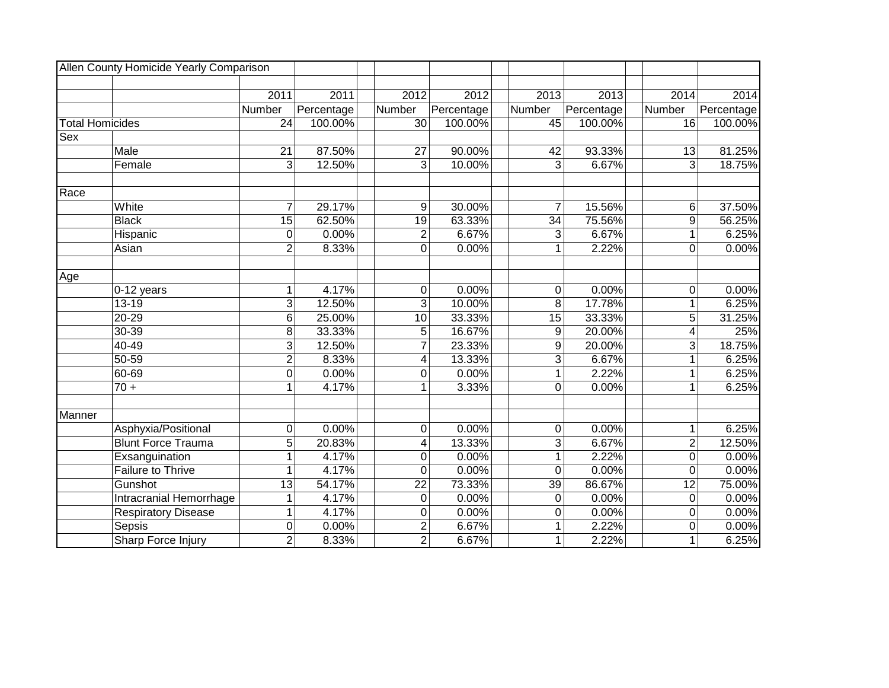| Allen County Homicide Yearly Comparison | | | | | | | | | | | | |
|---|---|---|---|---|---|---|---|---|---|---|---|---|
| | | | | | | | | | | | | |
| | | 2011 | 2011 | | 2012 | 2012 | | 2013 | 2013 | | 2014 | 2014 |
| | | Number | Percentage | | Number | Percentage | | Number | Percentage | | Number | Percentage |
| Total Homicides | | 24 | 100.00% | | 30 | 100.00% | | 45 | 100.00% | | 16 | 100.00% |
| Sex | | | | | | | | | | | | |
| | Male | 21 | 87.50% | | 27 | 90.00% | | 42 | 93.33% | | 13 | 81.25% |
| | Female | 3 | 12.50% | | 3 | 10.00% | | 3 | 6.67% | | 3 | 18.75% |
| | | | | | | | | | | | | |
| Race | | | | | | | | | | | | |
| | White | 7 | 29.17% | | 9 | 30.00% | | 7 | 15.56% | | 6 | 37.50% |
| | Black | 15 | 62.50% | | 19 | 63.33% | | 34 | 75.56% | | 9 | 56.25% |
| | Hispanic | 0 | 0.00% | | 2 | 6.67% | | 3 | 6.67% | | 1 | 6.25% |
| | Asian | 2 | 8.33% | | 0 | 0.00% | | 1 | 2.22% | | 0 | 0.00% |
| | | | | | | | | | | | | |
| Age | | | | | | | | | | | | |
| | 0-12 years | 1 | 4.17% | | 0 | 0.00% | | 0 | 0.00% | | 0 | 0.00% |
| | 13-19 | 3 | 12.50% | | 3 | 10.00% | | 8 | 17.78% | | 1 | 6.25% |
| | 20-29 | 6 | 25.00% | | 10 | 33.33% | | 15 | 33.33% | | 5 | 31.25% |
| | 30-39 | 8 | 33.33% | | 5 | 16.67% | | 9 | 20.00% | | 4 | 25% |
| | 40-49 | 3 | 12.50% | | 7 | 23.33% | | 9 | 20.00% | | 3 | 18.75% |
| | 50-59 | 2 | 8.33% | | 4 | 13.33% | | 3 | 6.67% | | 1 | 6.25% |
| | 60-69 | 0 | 0.00% | | 0 | 0.00% | | 1 | 2.22% | | 1 | 6.25% |
| | 70 + | 1 | 4.17% | | 1 | 3.33% | | 0 | 0.00% | | 1 | 6.25% |
| | | | | | | | | | | | | |
| Manner | | | | | | | | | | | | |
| | Asphyxia/Positional | 0 | 0.00% | | 0 | 0.00% | | 0 | 0.00% | | 1 | 6.25% |
| | Blunt Force Trauma | 5 | 20.83% | | 4 | 13.33% | | 3 | 6.67% | | 2 | 12.50% |
| | Exsanguination | 1 | 4.17% | | 0 | 0.00% | | 1 | 2.22% | | 0 | 0.00% |
| | Failure to Thrive | 1 | 4.17% | | 0 | 0.00% | | 0 | 0.00% | | 0 | 0.00% |
| | Gunshot | 13 | 54.17% | | 22 | 73.33% | | 39 | 86.67% | | 12 | 75.00% |
| | Intracranial Hemorrhage | 1 | 4.17% | | 0 | 0.00% | | 0 | 0.00% | | 0 | 0.00% |
| | Respiratory Disease | 1 | 4.17% | | 0 | 0.00% | | 0 | 0.00% | | 0 | 0.00% |
| | Sepsis | 0 | 0.00% | | 2 | 6.67% | | 1 | 2.22% | | 0 | 0.00% |
| | Sharp Force Injury | 2 | 8.33% | | 2 | 6.67% | | 1 | 2.22% | | 1 | 6.25% |